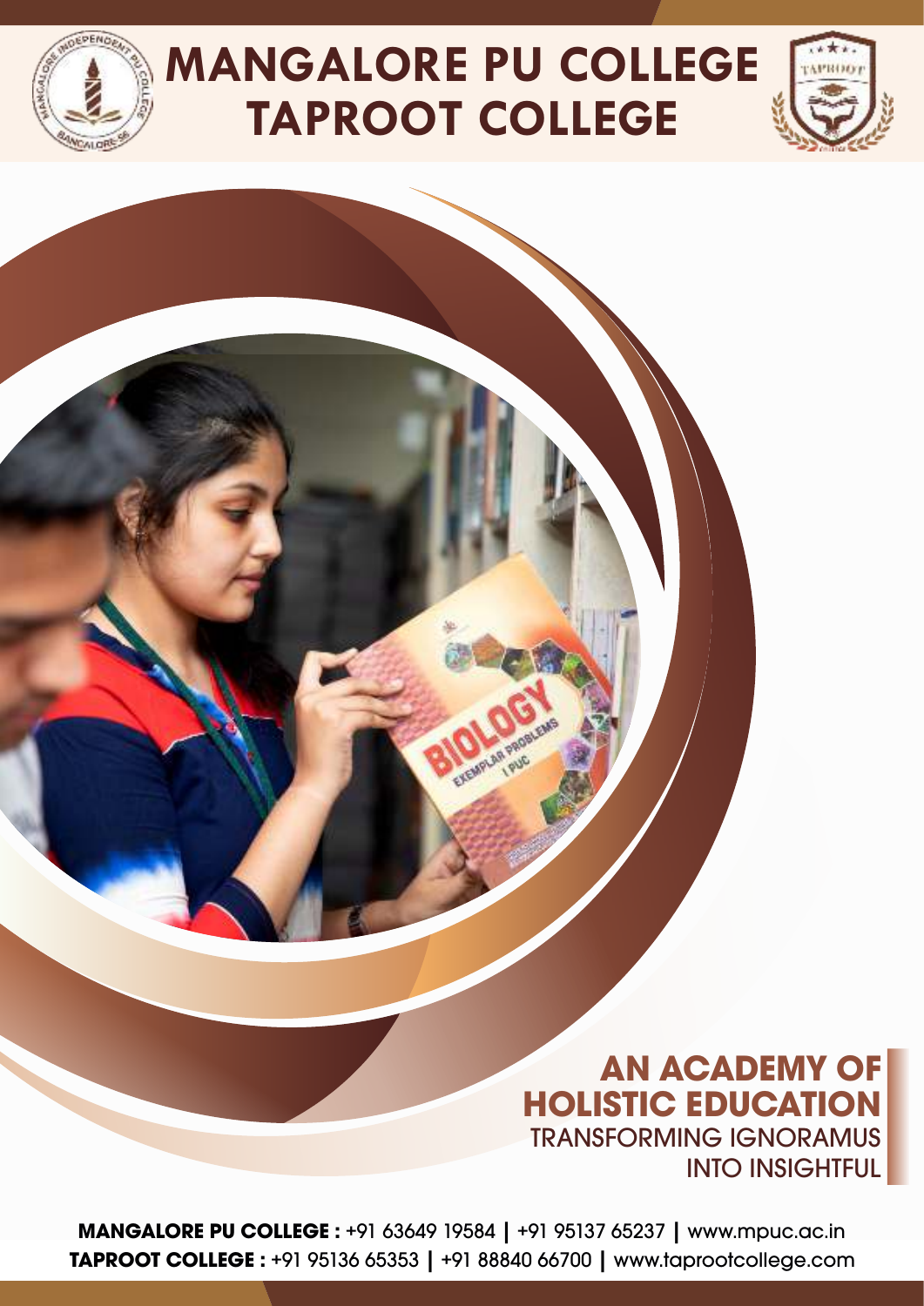# MANGALORE PU COLLEGE
# TAPROOT COLLEGE

## AN ACADEMY OF HOLISTIC EDUCATION

TRANSFORMING IGNORAMUS INTO INSIGHTFUL

**MANGALORE PU COLLEGE :** +91 63649 19584 | +91 95137 65237 | www.mpuc.ac.in

**TAPROOT COLLEGE :** +91 95136 65353 | +91 88840 66700 | www.taprootcollege.com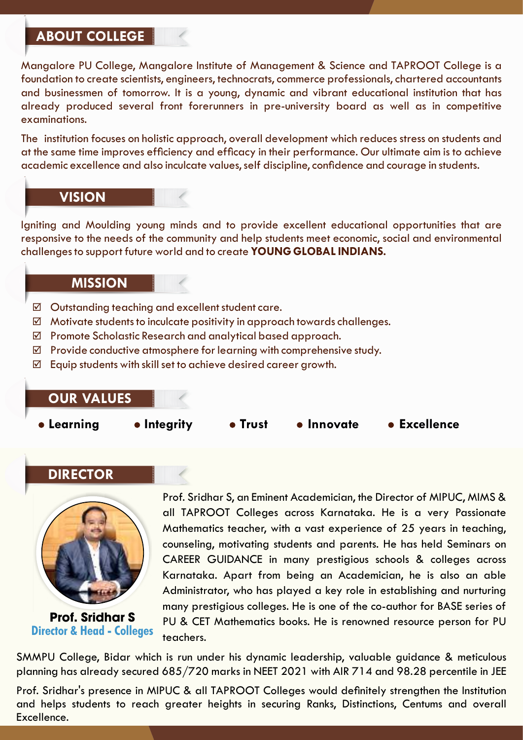## ABOUT COLLEGE

Mangalore PU College, Mangalore Institute of Management & Science and TAPROOT College is a foundation to create scientists, engineers, technocrats, commerce professionals, chartered accountants and businessmen of tomorrow. It is a young, dynamic and vibrant educational institution that has already produced several front forerunners in pre-university board as well as in competitive examinations.

The institution focuses on holistic approach, overall development which reduces stress on students and at the same time improves efficiency and efficacy in their performance. Our ultimate aim is to achieve academic excellence and also inculcate values, self discipline, confidence and courage in students.

## VISION

Igniting and Moulding young minds and to provide excellent educational opportunities that are responsive to the needs of the community and help students meet economic, social and environmental challenges to support future world and to create **YOUNG GLOBAL INDIANS**.

## MISSION

- ☑ Outstanding teaching and excellent student care.
- ☑ Motivate students to inculcate positivity in approach towards challenges.
- ☑ Promote Scholastic Research and analytical based approach.
- ☑ Provide conductive atmosphere for learning with comprehensive study.
- ☑ Equip students with skill set to achieve desired career growth.

## OUR VALUES

- **Learning**
- **Integrity**
- **Trust**
- **Innovate**
- **Excellence**

## DIRECTOR

**Prof. Sridhar S**
**Director & Head - Colleges**

Prof. Sridhar S, an Eminent Academician, the Director of MIPUC, MIMS & all TAPROOT Colleges across Karnataka. He is a very Passionate Mathematics teacher, with a vast experience of 25 years in teaching, counseling, motivating students and parents. He has held Seminars on CAREER GUIDANCE in many prestigious schools & colleges across Karnataka. Apart from being an Academician, he is also an able Administrator, who has played a key role in establishing and nurturing many prestigious colleges. He is one of the co-author for BASE series of PU & CET Mathematics books. He is renowned resource person for PU teachers.

SMMPU College, Bidar which is run under his dynamic leadership, valuable guidance & meticulous planning has already secured 685/720 marks in NEET 2021 with AIR 714 and 98.28 percentile in JEE

Prof. Sridhar's presence in MIPUC & all TAPROOT Colleges would definitely strengthen the Institution and helps students to reach greater heights in securing Ranks, Distinctions, Centums and overall Excellence.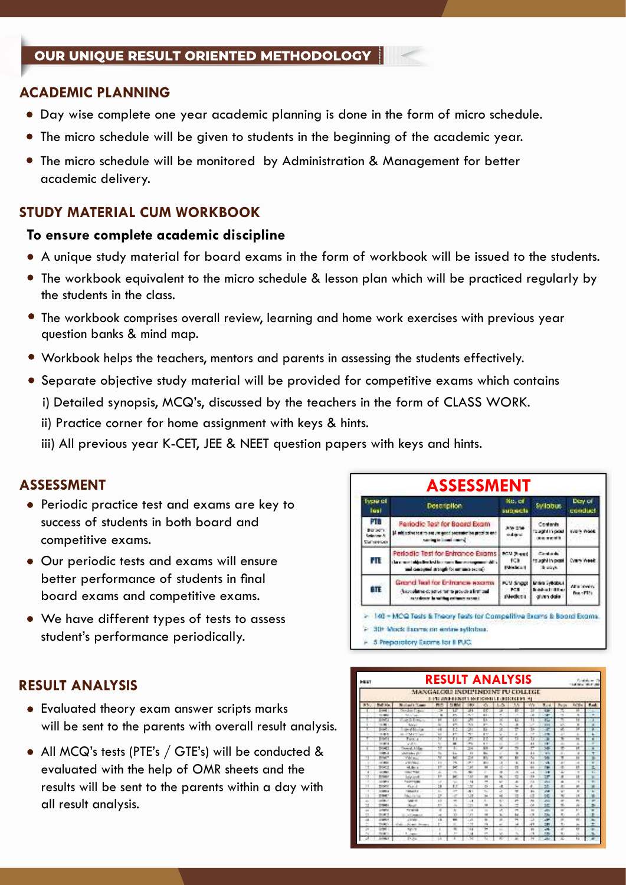## OUR UNIQUE RESULT ORIENTED METHODOLOGY

### ACADEMIC PLANNING

- Day wise complete one year academic planning is done in the form of micro schedule.
- The micro schedule will be given to students in the beginning of the academic year.
- The micro schedule will be monitored by Administration & Management for better academic delivery.

### STUDY MATERIAL CUM WORKBOOK

**To ensure complete academic discipline**

- A unique study material for board exams in the form of workbook will be issued to the students.
- The workbook equivalent to the micro schedule & lesson plan which will be practiced regularly by the students in the class.
- The workbook comprises overall review, learning and home work exercises with previous year question banks & mind map.
- Workbook helps the teachers, mentors and parents in assessing the students effectively.
- Separate objective study material will be provided for competitive exams which contains
  i) Detailed synopsis, MCQ's, discussed by the teachers in the form of CLASS WORK.
  ii) Practice corner for home assignment with keys & hints.
  iii) All previous year K-CET, JEE & NEET question papers with keys and hints.

### ASSESSMENT

- Periodic practice test and exams are key to success of students in both board and competitive exams.
- Our periodic tests and exams will ensure better performance of students in final board exams and competitive exams.
- We have different types of tests to assess student's performance periodically.

**ASSESSMENT**

| Type of Test | Description | No. of subjects | Syllabus | Day of conduct |
|---|---|---|---|---|
| PTB | Periodic Test for Board Exam | | | every week |
| PTE | Periodic Test for Entrance Exams | | | every week |
| GTE | Grand Test for Entrance exams | | | |

- 140 + MCQ Tests & Theory Tests for Competitive Exams & Board Exams.
- 30+ Mock Exams on entire syllabus.
- 5 Preparatory Exams for II PUC.

### RESULT ANALYSIS

- Evaluated theory exam answer scripts marks will be sent to the parents with overall result analysis.
- All MCQ's tests (PTE's / GTE's) will be conducted & evaluated with the help of OMR sheets and the results will be sent to the parents within a day with all result analysis.

**RESULT ANALYSIS**

MANGALORE INDEPENDENT PU COLLEGE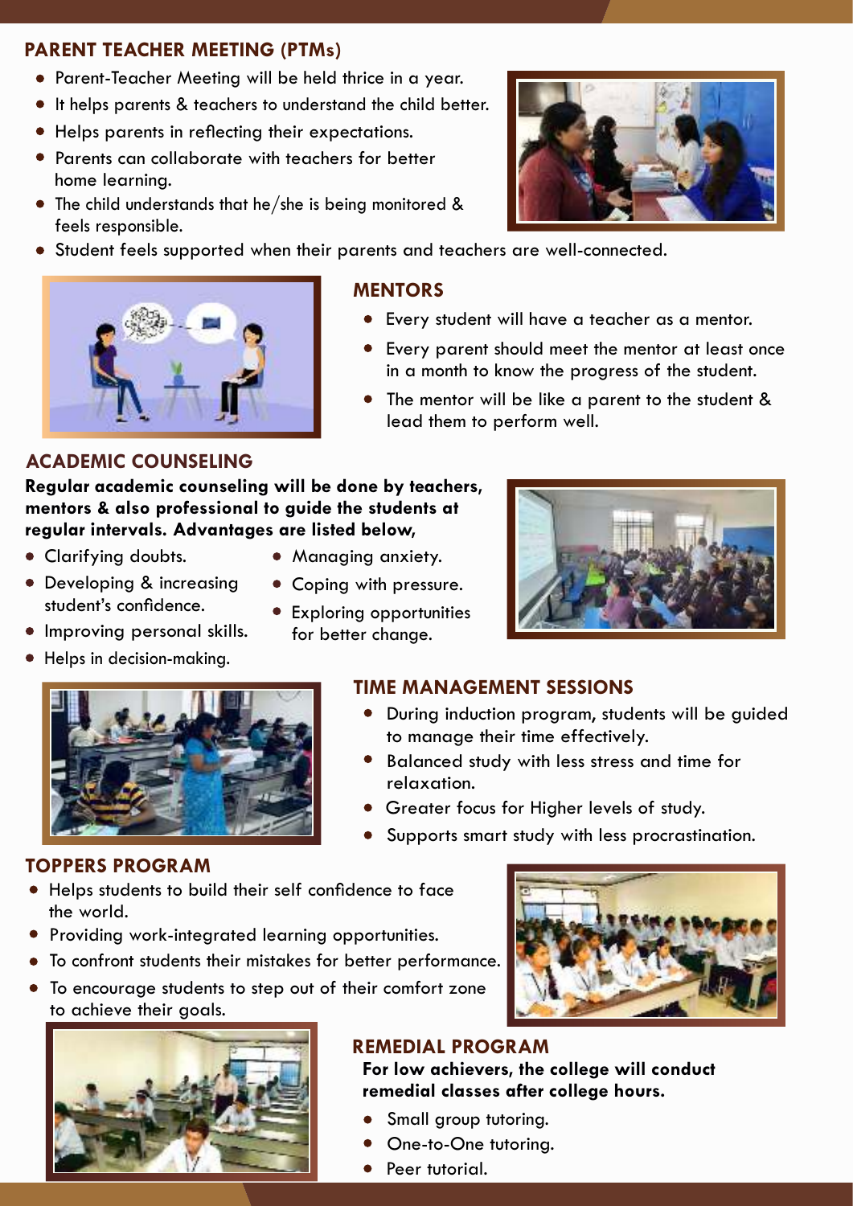## PARENT TEACHER MEETING (PTMs)

- Parent-Teacher Meeting will be held thrice in a year.
- It helps parents & teachers to understand the child better.
- Helps parents in reflecting their expectations.
- Parents can collaborate with teachers for better home learning.
- The child understands that he/she is being monitored & feels responsible.
- Student feels supported when their parents and teachers are well-connected.

## MENTORS

- Every student will have a teacher as a mentor.
- Every parent should meet the mentor at least once in a month to know the progress of the student.
- The mentor will be like a parent to the student & lead them to perform well.

## ACADEMIC COUNSELING

**Regular academic counseling will be done by teachers, mentors & also professional to guide the students at regular intervals. Advantages are listed below,**

- Clarifying doubts.
- Developing & increasing student's confidence.
- Improving personal skills.
- Helps in decision-making.
- Managing anxiety.
- Coping with pressure.
- Exploring opportunities for better change.

## TIME MANAGEMENT SESSIONS

- During induction program, students will be guided to manage their time effectively.
- Balanced study with less stress and time for relaxation.
- Greater focus for Higher levels of study.
- Supports smart study with less procrastination.

## TOPPERS PROGRAM

- Helps students to build their self confidence to face the world.
- Providing work-integrated learning opportunities.
- To confront students their mistakes for better performance.
- To encourage students to step out of their comfort zone to achieve their goals.

## REMEDIAL PROGRAM

**For low achievers, the college will conduct remedial classes after college hours.**

- Small group tutoring.
- One-to-One tutoring.
- Peer tutorial.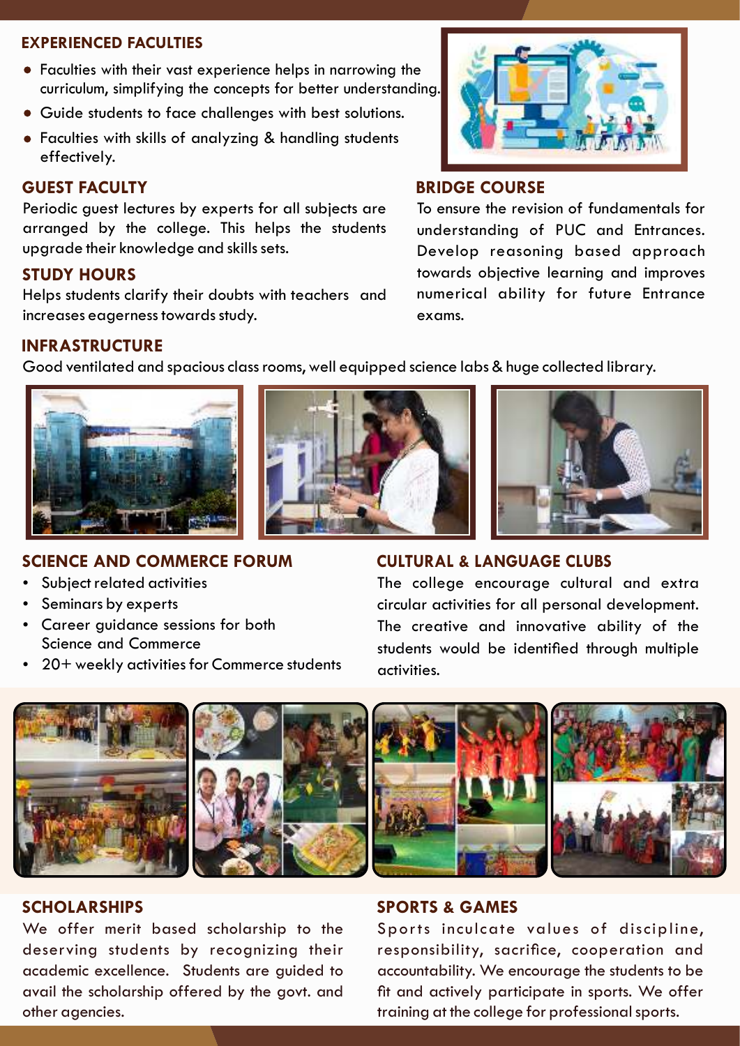## EXPERIENCED FACULTIES

- Faculties with their vast experience helps in narrowing the curriculum, simplifying the concepts for better understanding.
- Guide students to face challenges with best solutions.
- Faculties with skills of analyzing & handling students effectively.

## GUEST FACULTY

Periodic guest lectures by experts for all subjects are arranged by the college. This helps the students upgrade their knowledge and skills sets.

## STUDY HOURS

Helps students clarify their doubts with teachers and increases eagerness towards study.

## BRIDGE COURSE

To ensure the revision of fundamentals for understanding of PUC and Entrances. Develop reasoning based approach towards objective learning and improves numerical ability for future Entrance exams.

## INFRASTRUCTURE

Good ventilated and spacious class rooms, well equipped science labs & huge collected library.

## SCIENCE AND COMMERCE FORUM

- Subject related activities
- Seminars by experts
- Career guidance sessions for both Science and Commerce
- 20+ weekly activities for Commerce students

## CULTURAL & LANGUAGE CLUBS

The college encourage cultural and extra circular activities for all personal development. The creative and innovative ability of the students would be identified through multiple activities.

## SCHOLARSHIPS

We offer merit based scholarship to the deserving students by recognizing their academic excellence. Students are guided to avail the scholarship offered by the govt. and other agencies.

## SPORTS & GAMES

Sports inculcate values of discipline, responsibility, sacrifice, cooperation and accountability. We encourage the students to be fit and actively participate in sports. We offer training at the college for professional sports.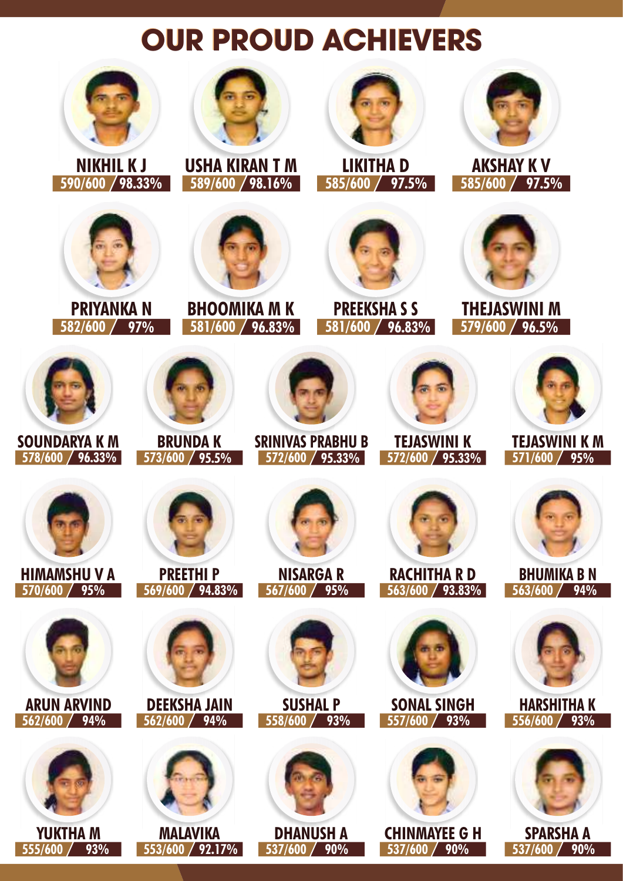# OUR PROUD ACHIEVERS

**NIKHIL K J**
590/600 / 98.33%

**USHA KIRAN T M**
589/600 / 98.16%

**LIKITHA D**
585/600 / 97.5%

**AKSHAY K V**
585/600 / 97.5%

**PRIYANKA N**
582/600 / 97%

**BHOOMIKA M K**
581/600 / 96.83%

**PREEKSHA S S**
581/600 / 96.83%

**THEJASWINI M**
579/600 / 96.5%

**SOUNDARYA K M**
578/600 / 96.33%

**BRUNDA K**
573/600 / 95.5%

**SRINIVAS PRABHU B**
572/600 / 95.33%

**TEJASWINI K**
572/600 / 95.33%

**TEJASWINI K M**
571/600 / 95%

**HIMAMSHU V A**
570/600 / 95%

**PREETHI P**
569/600 / 94.83%

**NISARGA R**
567/600 / 95%

**RACHITHA R D**
563/600 / 93.83%

**BHUMIKA B N**
563/600 / 94%

**ARUN ARVIND**
562/600 / 94%

**DEEKSHA JAIN**
562/600 / 94%

**SUSHAL P**
558/600 / 93%

**SONAL SINGH**
557/600 / 93%

**HARSHITHA K**
556/600 / 93%

**YUKTHA M**
555/600 / 93%

**MALAVIKA**
553/600 / 92.17%

**DHANUSH A**
537/600 / 90%

**CHINMAYEE G H**
537/600 / 90%

**SPARSHA A**
537/600 / 90%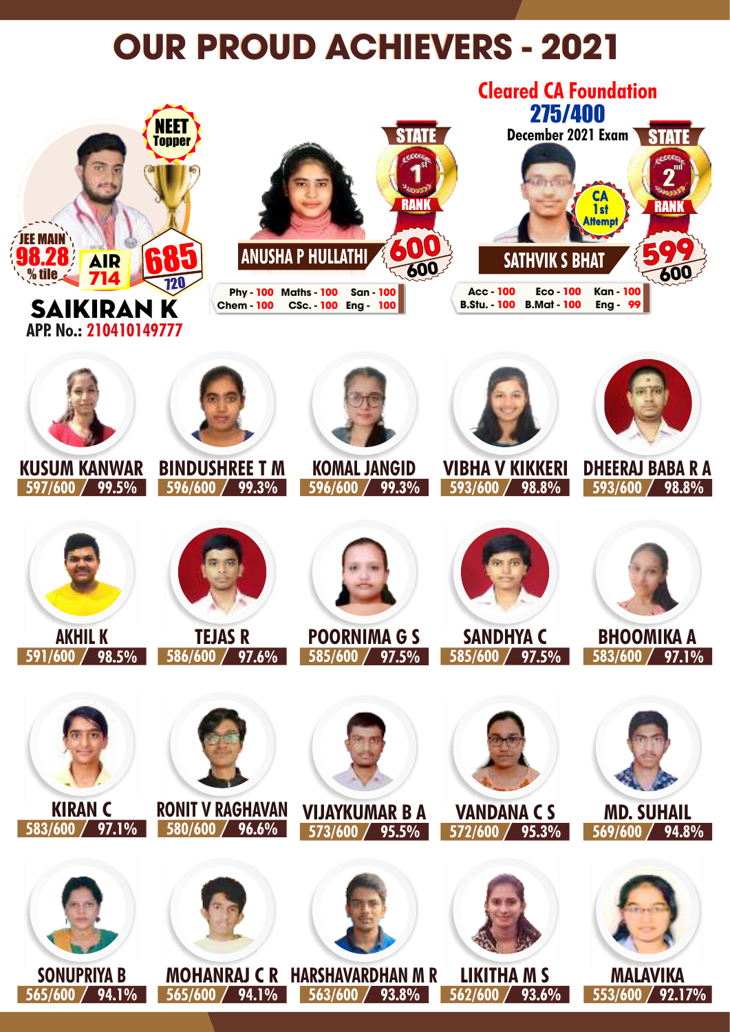# OUR PROUD ACHIEVERS - 2021

**NEET Topper**

JEE MAIN 98.28 % tile

AIR 714

685 / 720

## SAIKIRAN K

APP. No.: 210410149777

**STATE 1st RANK**

## ANUSHA P HULLATHI

600 / 600

Phy - 100 Maths - 100 San - 100
Chem - 100 CSc. - 100 Eng - 100

**Cleared CA Foundation**
**275/400**
**December 2021 Exam**

CA 1st Attempt

**STATE 2nd RANK**

## SATHVIK S BHAT

599 / 600

Acc - 100 Eco - 100 Kan - 100
B.Stu. - 100 B.Mat - 100 Eng - 99

| Name | Marks | Percentage |
|---|---|---|
| KUSUM KANWAR | 597/600 | 99.5% |
| BINDUSHREE T M | 596/600 | 99.3% |
| KOMAL JANGID | 596/600 | 99.3% |
| VIBHA V KIKKERI | 593/600 | 98.8% |
| DHEERAJ BABA R A | 593/600 | 98.8% |
| AKHIL K | 591/600 | 98.5% |
| TEJAS R | 586/600 | 97.6% |
| POORNIMA G S | 585/600 | 97.5% |
| SANDHYA C | 585/600 | 97.5% |
| BHOOMIKA A | 583/600 | 97.1% |
| KIRAN C | 583/600 | 97.1% |
| RONIT V RAGHAVAN | 580/600 | 96.6% |
| VIJAYKUMAR B A | 573/600 | 95.5% |
| VANDANA C S | 572/600 | 95.3% |
| MD. SUHAIL | 569/600 | 94.8% |
| SONUPRIYA B | 565/600 | 94.1% |
| MOHANRAJ C R | 565/600 | 94.1% |
| HARSHAVARDHAN M R | 563/600 | 93.8% |
| LIKITHA M S | 562/600 | 93.6% |
| MALAVIKA | 553/600 | 92.17% |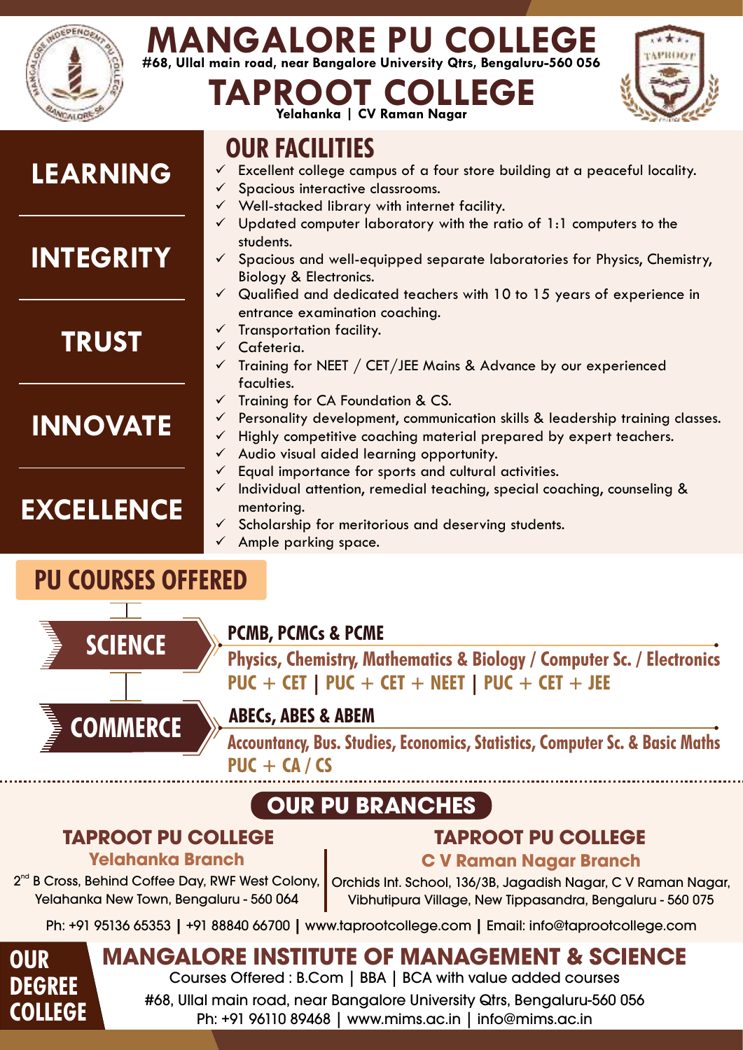# MANGALORE PU COLLEGE

**#68, Ullal main road, near Bangalore University Qtrs, Bengaluru-560 056**

# TAPROOT COLLEGE

**Yelahanka | CV Raman Nagar**

**LEARNING**

**INTEGRITY**

**TRUST**

**INNOVATE**

**EXCELLENCE**

## OUR FACILITIES

- ✓ Excellent college campus of a four store building at a peaceful locality.
- ✓ Spacious interactive classrooms.
- ✓ Well-stacked library with internet facility.
- ✓ Updated computer laboratory with the ratio of 1:1 computers to the students.
- ✓ Spacious and well-equipped separate laboratories for Physics, Chemistry, Biology & Electronics.
- ✓ Qualified and dedicated teachers with 10 to 15 years of experience in entrance examination coaching.
- ✓ Transportation facility.
- ✓ Cafeteria.
- ✓ Training for NEET / CET/JEE Mains & Advance by our experienced faculties.
- ✓ Training for CA Foundation & CS.
- ✓ Personality development, communication skills & leadership training classes.
- ✓ Highly competitive coaching material prepared by expert teachers.
- ✓ Audio visual aided learning opportunity.
- ✓ Equal importance for sports and cultural activities.
- ✓ Individual attention, remedial teaching, special coaching, counseling & mentoring.
- ✓ Scholarship for meritorious and deserving students.
- ✓ Ample parking space.

## PU COURSES OFFERED

**SCIENCE**

**PCMB, PCMCs & PCME**

**Physics, Chemistry, Mathematics & Biology / Computer Sc. / Electronics**

**PUC + CET | PUC + CET + NEET | PUC + CET + JEE**

**COMMERCE**

**ABECs, ABES & ABEM**

**Accountancy, Bus. Studies, Economics, Statistics, Computer Sc. & Basic Maths**

**PUC + CA / CS**

## OUR PU BRANCHES

### TAPROOT PU COLLEGE
**Yelahanka Branch**

2nd B Cross, Behind Coffee Day, RWF West Colony, Yelahanka New Town, Bengaluru - 560 064

### TAPROOT PU COLLEGE
**C V Raman Nagar Branch**

Orchids Int. School, 136/3B, Jagadish Nagar, C V Raman Nagar, Vibhutipura Village, New Tippasandra, Bengaluru - 560 075

Ph: +91 95136 65353 | +91 88840 66700 | www.taprootcollege.com | Email: info@taprootcollege.com

**OUR DEGREE COLLEGE**

## MANGALORE INSTITUTE OF MANAGEMENT & SCIENCE

Courses Offered : B.Com | BBA | BCA with value added courses

#68, Ullal main road, near Bangalore University Qtrs, Bengaluru-560 056

Ph: +91 96110 89468 | www.mims.ac.in | info@mims.ac.in